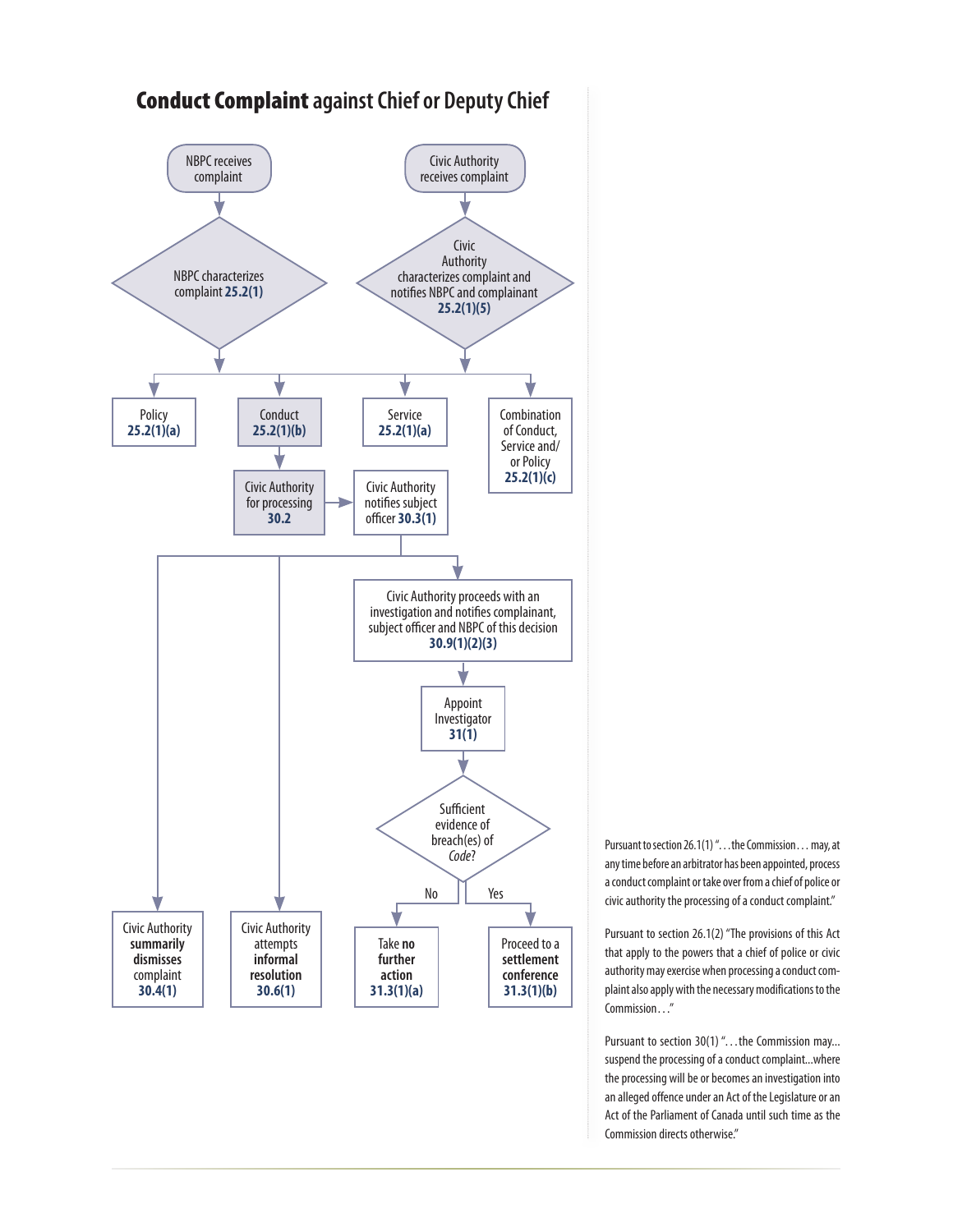# **Conduct Complaint** against Chief or Deputy Chief

NBPC receives complaint

NBPC characterizes complaint **25.2(1)**

Civic Authority receives complaint

Civic Authority characterizes complaint and notifies NBPC and complainant **25.2(1)(5)**

Policy **25.2(1)(a)**

Conduct **25.2(1)(b)**

Service **25.2(1)(a)**

Combination of Conduct, Service and/ or Policy **25.2(1)(c)**

Civic Authority for processing **30.2**

Civic Authority notifies subject officer **30.3(1)**

Civic Authority proceeds with an investigation and notifies complainant, subject officer and NBPC of this decision **30.9(1)(2)(3)**

Appoint Investigator **31(1)**

Sufficient evidence of breach(es) of *Code*?

No — Take **no further action** **31.3(1)(a)**

Yes — Proceed to a **settlement conference** **31.3(1)(b)**

Civic Authority **summarily dismisses** complaint **30.4(1)**

Civic Authority attempts **informal resolution** **30.6(1)**

Pursuant to section 26.1(1) "…the Commission… may, at any time before an arbitrator has been appointed, process a conduct complaint or take over from a chief of police or civic authority the processing of a conduct complaint."

Pursuant to section 26.1(2) "The provisions of this Act that apply to the powers that a chief of police or civic authority may exercise when processing a conduct complaint also apply with the necessary modifications to the Commission…"

Pursuant to section 30(1) "…the Commission may… suspend the processing of a conduct complaint…where the processing will be or becomes an investigation into an alleged offence under an Act of the Legislature or an Act of the Parliament of Canada until such time as the Commission directs otherwise."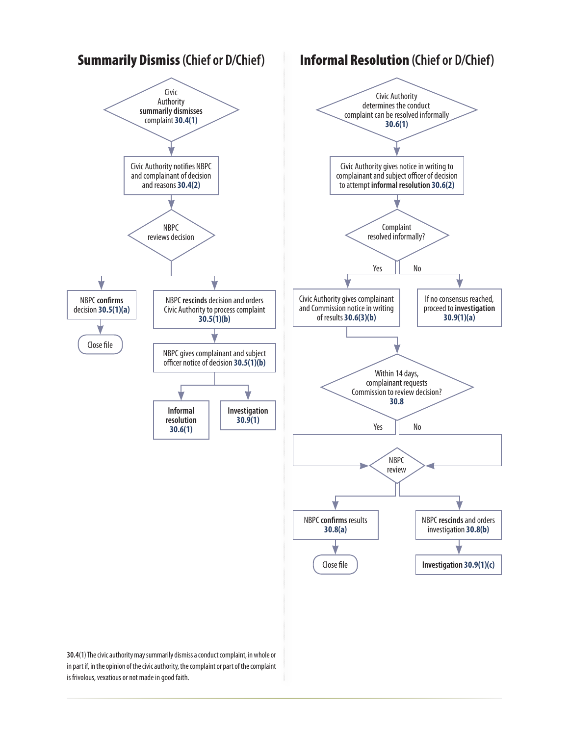## **Summarily Dismiss** (Chief or D/Chief)

- Civic Authority **summarily dismisses** complaint **30.4(1)**
- Civic Authority notifies NBPC and complainant of decision and reasons **30.4(2)**
- NBPC reviews decision
  - NBPC **confirms** decision **30.5(1)(a)**
    - Close file
  - NBPC **rescinds** decision and orders Civic Authority to process complaint **30.5(1)(b)**
    - NBPC gives complainant and subject officer notice of decision **30.5(1)(b)**
      - **Informal resolution 30.6(1)**
      - **Investigation 30.9(1)**

## **Informal Resolution** (Chief or D/Chief)

- Civic Authority determines the conduct complaint can be resolved informally **30.6(1)**
- Civic Authority gives notice in writing to complainant and subject officer of decision to attempt **informal resolution 30.6(2)**
- Complaint resolved informally?
  - Yes: Civic Authority gives complainant and Commission notice in writing of results **30.6(3)(b)**
    - Within 14 days, complainant requests Commission to review decision? **30.8**
      - Yes: NBPC review
      - No: NBPC review
        - NBPC **confirms** results **30.8(a)**
          - Close file
        - NBPC **rescinds** and orders investigation **30.8(b)**
          - **Investigation 30.9(1)(c)**
  - No: If no consensus reached, proceed to **investigation 30.9(1)(a)**

**30.4**(1) The civic authority may summarily dismiss a conduct complaint, in whole or in part if, in the opinion of the civic authority, the complaint or part of the complaint is frivolous, vexatious or not made in good faith.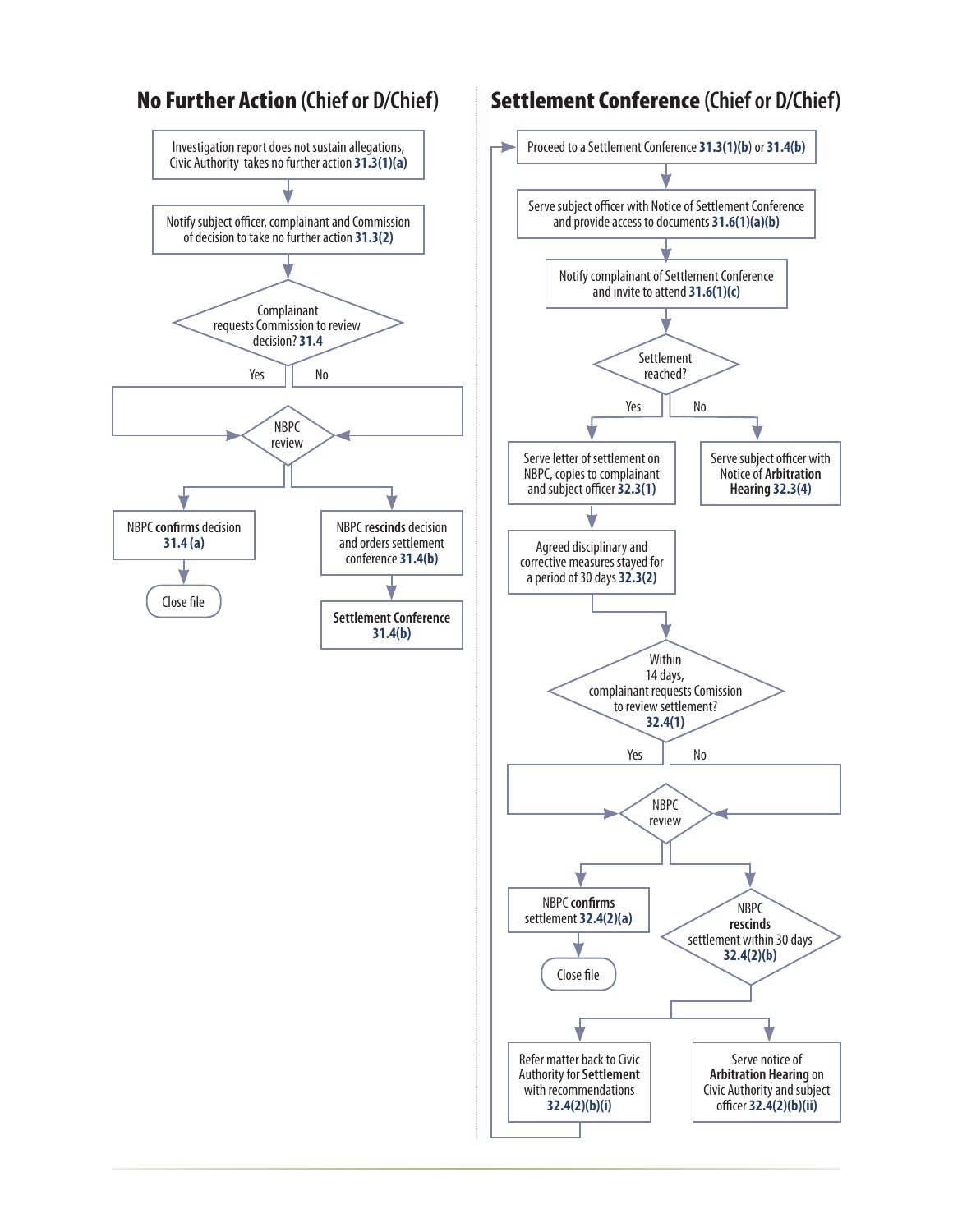## **No Further Action** (Chief or D/Chief)

Investigation report does not sustain allegations, Civic Authority takes no further action **31.3(1)(a)**

Notify subject officer, complainant and Commission of decision to take no further action **31.3(2)**

Complainant requests Commission to review decision? **31.4**

Yes

No

NBPC review

NBPC **confirms** decision **31.4 (a)**

Close file

NBPC **rescinds** decision and orders settlement conference **31.4(b)**

**Settlement Conference 31.4(b)**

## **Settlement Conference** (Chief or D/Chief)

Proceed to a Settlement Conference **31.3(1)(b)** or **31.4(b)**

Serve subject officer with Notice of Settlement Conference and provide access to documents **31.6(1)(a)(b)**

Notify complainant of Settlement Conference and invite to attend **31.6(1)(c)**

Settlement reached?

Yes

No

Serve letter of settlement on NBPC, copies to complainant and subject officer **32.3(1)**

Serve subject officer with Notice of **Arbitration Hearing 32.3(4)**

Agreed disciplinary and corrective measures stayed for a period of 30 days **32.3(2)**

Within 14 days, complainant requests Comission to review settlement? **32.4(1)**

Yes

No

NBPC review

NBPC **confirms** settlement **32.4(2)(a)**

Close file

NBPC **rescinds** settlement within 30 days **32.4(2)(b)**

Refer matter back to Civic Authority for **Settlement** with recommendations **32.4(2)(b)(i)**

Serve notice of **Arbitration Hearing** on Civic Authority and subject officer **32.4(2)(b)(ii)**